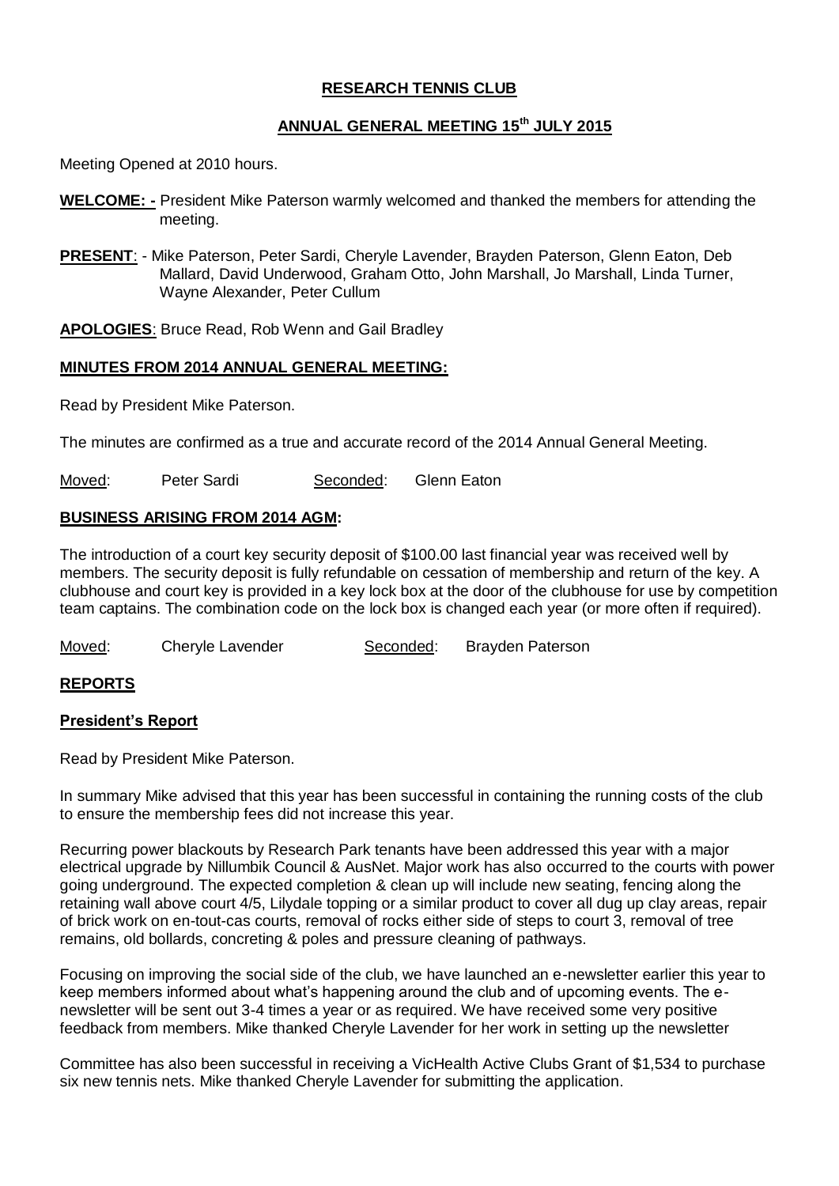# RESEARCH TENNIS CLUB

## ANNUAL GENERAL MEETING 15th JULY 2015

Meeting Opened at 2010 hours.

**WELCOME: -** President Mike Paterson warmly welcomed and thanked the members for attending the meeting.

**PRESENT**: - Mike Paterson, Peter Sardi, Cheryle Lavender, Brayden Paterson, Glenn Eaton, Deb Mallard, David Underwood, Graham Otto, John Marshall, Jo Marshall, Linda Turner, Wayne Alexander, Peter Cullum

**APOLOGIES**: Bruce Read, Rob Wenn and Gail Bradley

### MINUTES FROM 2014 ANNUAL GENERAL MEETING:

Read by President Mike Paterson.

The minutes are confirmed as a true and accurate record of the 2014 Annual General Meeting.

Moved: Peter Sardi Seconded: Glenn Eaton

### BUSINESS ARISING FROM 2014 AGM:

The introduction of a court key security deposit of $100.00 last financial year was received well by members. The security deposit is fully refundable on cessation of membership and return of the key. A clubhouse and court key is provided in a key lock box at the door of the clubhouse for use by competition team captains. The combination code on the lock box is changed each year (or more often if required).

Moved: Cheryle Lavender Seconded: Brayden Paterson

### REPORTS

#### President's Report

Read by President Mike Paterson.

In summary Mike advised that this year has been successful in containing the running costs of the club to ensure the membership fees did not increase this year.

Recurring power blackouts by Research Park tenants have been addressed this year with a major electrical upgrade by Nillumbik Council & AusNet. Major work has also occurred to the courts with power going underground. The expected completion & clean up will include new seating, fencing along the retaining wall above court 4/5, Lilydale topping or a similar product to cover all dug up clay areas, repair of brick work on en-tout-cas courts, removal of rocks either side of steps to court 3, removal of tree remains, old bollards, concreting & poles and pressure cleaning of pathways.

Focusing on improving the social side of the club, we have launched an e-newsletter earlier this year to keep members informed about what's happening around the club and of upcoming events. The e-newsletter will be sent out 3-4 times a year or as required. We have received some very positive feedback from members. Mike thanked Cheryle Lavender for her work in setting up the newsletter

Committee has also been successful in receiving a VicHealth Active Clubs Grant of $1,534 to purchase six new tennis nets. Mike thanked Cheryle Lavender for submitting the application.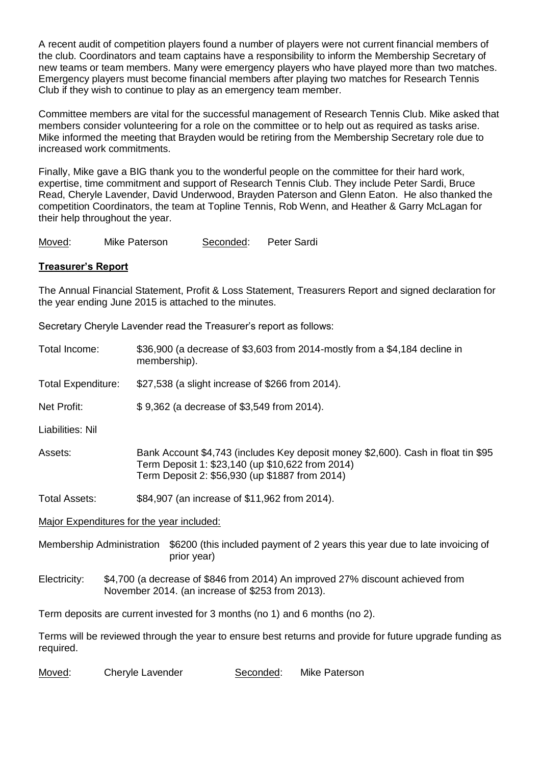A recent audit of competition players found a number of players were not current financial members of the club. Coordinators and team captains have a responsibility to inform the Membership Secretary of new teams or team members. Many were emergency players who have played more than two matches. Emergency players must become financial members after playing two matches for Research Tennis Club if they wish to continue to play as an emergency team member.

Committee members are vital for the successful management of Research Tennis Club. Mike asked that members consider volunteering for a role on the committee or to help out as required as tasks arise. Mike informed the meeting that Brayden would be retiring from the Membership Secretary role due to increased work commitments.

Finally, Mike gave a BIG thank you to the wonderful people on the committee for their hard work, expertise, time commitment and support of Research Tennis Club. They include Peter Sardi, Bruce Read, Cheryle Lavender, David Underwood, Brayden Paterson and Glenn Eaton. He also thanked the competition Coordinators, the team at Topline Tennis, Rob Wenn, and Heather & Garry McLagan for their help throughout the year.

Moved: Mike Paterson Seconded: Peter Sardi

## Treasurer's Report

The Annual Financial Statement, Profit & Loss Statement, Treasurers Report and signed declaration for the year ending June 2015 is attached to the minutes.

Secretary Cheryle Lavender read the Treasurer's report as follows:

Total Income: $36,900 (a decrease of $3,603 from 2014-mostly from a $4,184 decline in membership).

Total Expenditure: $27,538 (a slight increase of $266 from 2014).

Net Profit: $ 9,362 (a decrease of $3,549 from 2014).

Liabilities: Nil

Assets: Bank Account $4,743 (includes Key deposit money $2,600). Cash in float tin $95
Term Deposit 1: $23,140 (up $10,622 from 2014)
Term Deposit 2: $56,930 (up $1887 from 2014)

Total Assets: $84,907 (an increase of $11,962 from 2014).

Major Expenditures for the year included:

Membership Administration $6200 (this included payment of 2 years this year due to late invoicing of prior year)

Electricity: $4,700 (a decrease of $846 from 2014) An improved 27% discount achieved from November 2014. (an increase of $253 from 2013).

Term deposits are current invested for 3 months (no 1) and 6 months (no 2).

Terms will be reviewed through the year to ensure best returns and provide for future upgrade funding as required.

Moved: Cheryle Lavender Seconded: Mike Paterson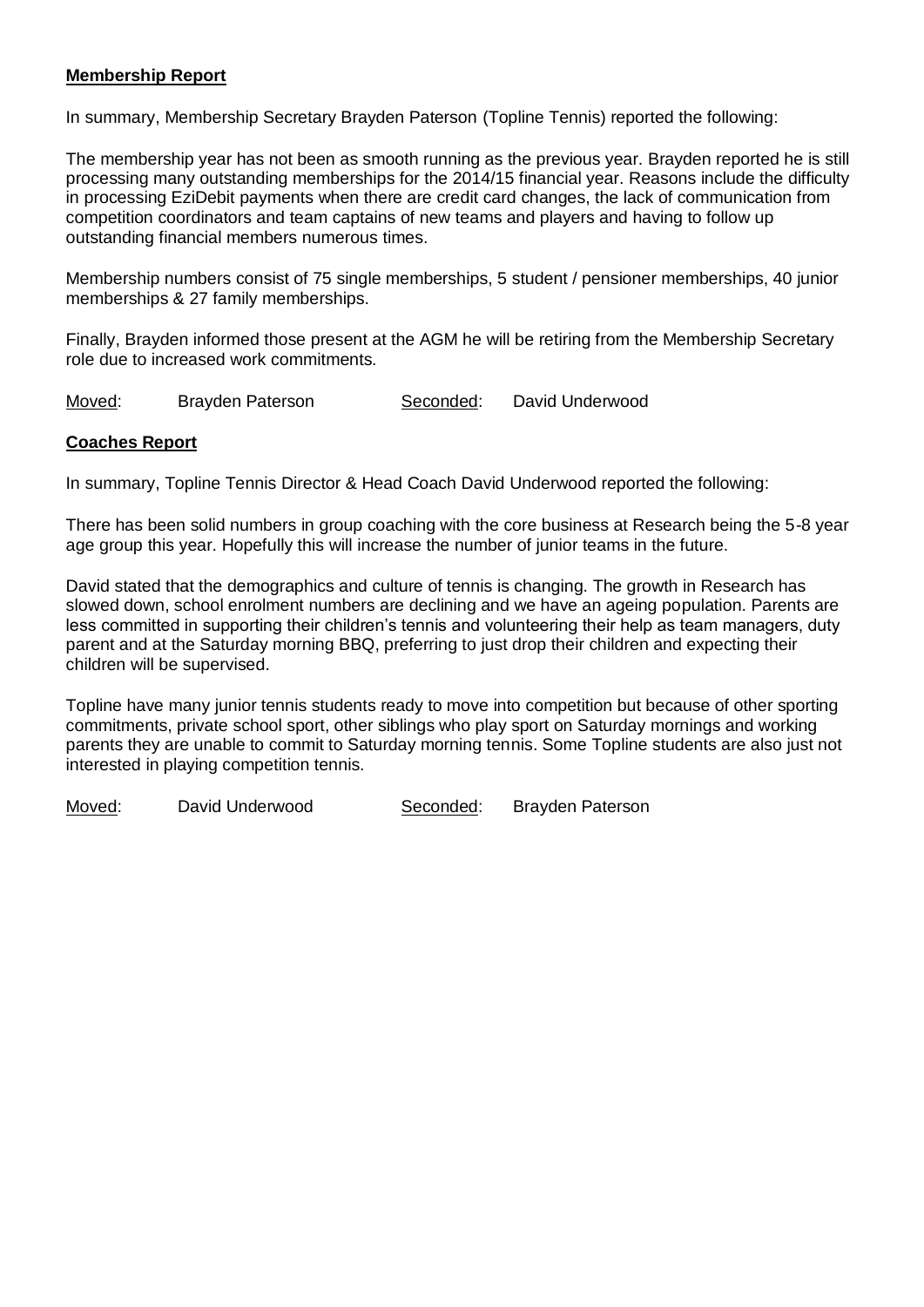**Membership Report**

In summary, Membership Secretary Brayden Paterson (Topline Tennis) reported the following:

The membership year has not been as smooth running as the previous year. Brayden reported he is still processing many outstanding memberships for the 2014/15 financial year. Reasons include the difficulty in processing EziDebit payments when there are credit card changes, the lack of communication from competition coordinators and team captains of new teams and players and having to follow up outstanding financial members numerous times.

Membership numbers consist of 75 single memberships, 5 student / pensioner memberships, 40 junior memberships & 27 family memberships.

Finally, Brayden informed those present at the AGM he will be retiring from the Membership Secretary role due to increased work commitments.

Moved: Brayden Paterson Seconded: David Underwood

**Coaches Report**

In summary, Topline Tennis Director & Head Coach David Underwood reported the following:

There has been solid numbers in group coaching with the core business at Research being the 5-8 year age group this year. Hopefully this will increase the number of junior teams in the future.

David stated that the demographics and culture of tennis is changing. The growth in Research has slowed down, school enrolment numbers are declining and we have an ageing population. Parents are less committed in supporting their children's tennis and volunteering their help as team managers, duty parent and at the Saturday morning BBQ, preferring to just drop their children and expecting their children will be supervised.

Topline have many junior tennis students ready to move into competition but because of other sporting commitments, private school sport, other siblings who play sport on Saturday mornings and working parents they are unable to commit to Saturday morning tennis. Some Topline students are also just not interested in playing competition tennis.

Moved: David Underwood Seconded: Brayden Paterson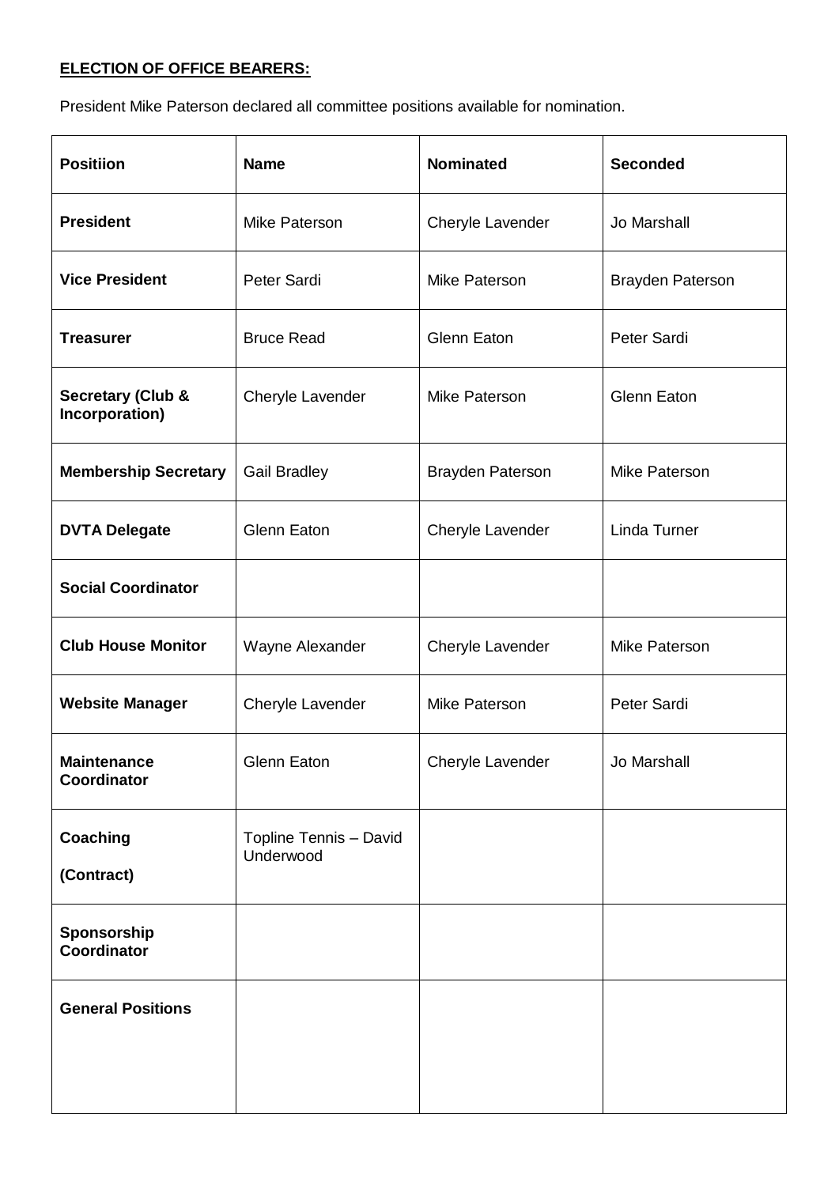**ELECTION OF OFFICE BEARERS:**

President Mike Paterson declared all committee positions available for nomination.

| Positiion | Name | Nominated | Seconded |
| --- | --- | --- | --- |
| **President** | Mike Paterson | Cheryle Lavender | Jo Marshall |
| **Vice President** | Peter Sardi | Mike Paterson | Brayden Paterson |
| **Treasurer** | Bruce Read | Glenn Eaton | Peter Sardi |
| **Secretary (Club & Incorporation)** | Cheryle Lavender | Mike Paterson | Glenn Eaton |
| **Membership Secretary** | Gail Bradley | Brayden Paterson | Mike Paterson |
| **DVTA Delegate** | Glenn Eaton | Cheryle Lavender | Linda Turner |
| **Social Coordinator** | | | |
| **Club House Monitor** | Wayne Alexander | Cheryle Lavender | Mike Paterson |
| **Website Manager** | Cheryle Lavender | Mike Paterson | Peter Sardi |
| **Maintenance Coordinator** | Glenn Eaton | Cheryle Lavender | Jo Marshall |
| **Coaching (Contract)** | Topline Tennis – David Underwood | | |
| **Sponsorship Coordinator** | | | |
| **General Positions** | | | |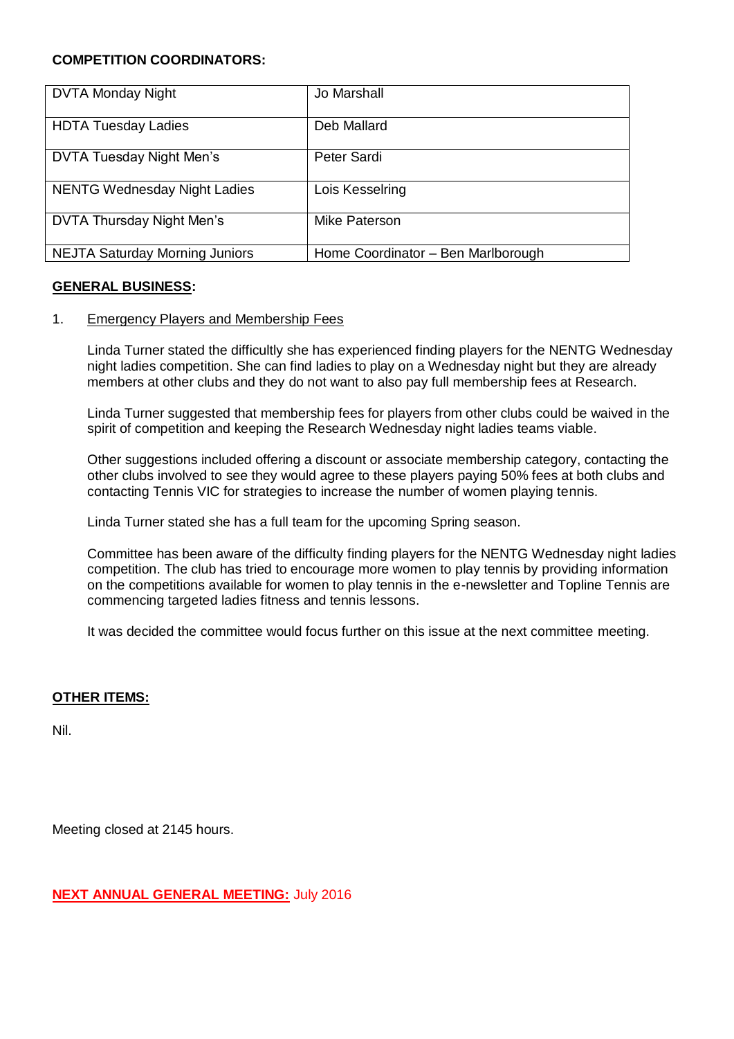**COMPETITION COORDINATORS:**

| DVTA Monday Night | Jo Marshall |
|---|---|
| HDTA Tuesday Ladies | Deb Mallard |
| DVTA Tuesday Night Men's | Peter Sardi |
| NENTG Wednesday Night Ladies | Lois Kesselring |
| DVTA Thursday Night Men's | Mike Paterson |
| NEJTA Saturday Morning Juniors | Home Coordinator – Ben Marlborough |

**GENERAL BUSINESS:**

1. Emergency Players and Membership Fees

   Linda Turner stated the difficultly she has experienced finding players for the NENTG Wednesday night ladies competition. She can find ladies to play on a Wednesday night but they are already members at other clubs and they do not want to also pay full membership fees at Research.

   Linda Turner suggested that membership fees for players from other clubs could be waived in the spirit of competition and keeping the Research Wednesday night ladies teams viable.

   Other suggestions included offering a discount or associate membership category, contacting the other clubs involved to see they would agree to these players paying 50% fees at both clubs and contacting Tennis VIC for strategies to increase the number of women playing tennis.

   Linda Turner stated she has a full team for the upcoming Spring season.

   Committee has been aware of the difficulty finding players for the NENTG Wednesday night ladies competition. The club has tried to encourage more women to play tennis by providing information on the competitions available for women to play tennis in the e-newsletter and Topline Tennis are commencing targeted ladies fitness and tennis lessons.

   It was decided the committee would focus further on this issue at the next committee meeting.

**OTHER ITEMS:**

Nil.

Meeting closed at 2145 hours.

**NEXT ANNUAL GENERAL MEETING:** July 2016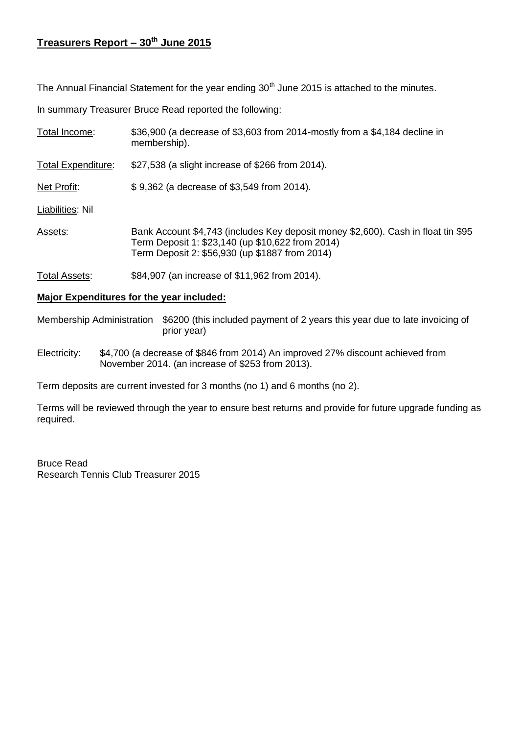## Treasurers Report – 30th June 2015

The Annual Financial Statement for the year ending 30th June 2015 is attached to the minutes.

In summary Treasurer Bruce Read reported the following:

Total Income: $36,900 (a decrease of $3,603 from 2014-mostly from a $4,184 decline in membership).

Total Expenditure: $27,538 (a slight increase of $266 from 2014).

Net Profit: $ 9,362 (a decrease of $3,549 from 2014).

Liabilities: Nil

Assets: Bank Account $4,743 (includes Key deposit money $2,600). Cash in float tin $95
Term Deposit 1: $23,140 (up $10,622 from 2014)
Term Deposit 2: $56,930 (up $1887 from 2014)

Total Assets: $84,907 (an increase of $11,962 from 2014).

**Major Expenditures for the year included:**

Membership Administration $6200 (this included payment of 2 years this year due to late invoicing of prior year)

Electricity: $4,700 (a decrease of $846 from 2014) An improved 27% discount achieved from November 2014. (an increase of $253 from 2013).

Term deposits are current invested for 3 months (no 1) and 6 months (no 2).

Terms will be reviewed through the year to ensure best returns and provide for future upgrade funding as required.

Bruce Read
Research Tennis Club Treasurer 2015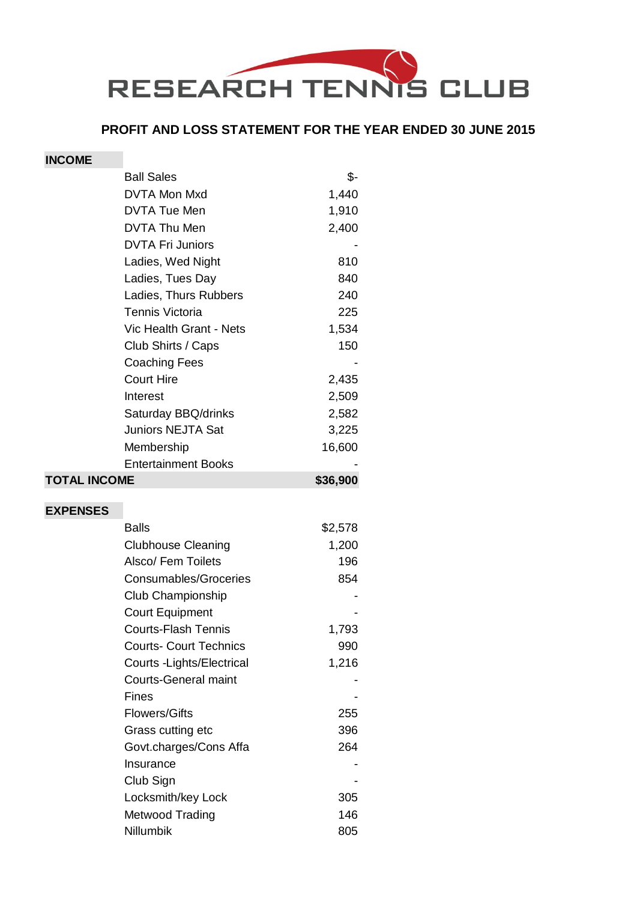# RESEARCH TENNIS CLUB

## PROFIT AND LOSS STATEMENT FOR THE YEAR ENDED 30 JUNE 2015

| INCOME | | |
|---|---|---|
| | Ball Sales | $- |
| | DVTA Mon Mxd | 1,440 |
| | DVTA Tue Men | 1,910 |
| | DVTA Thu Men | 2,400 |
| | DVTA Fri Juniors | - |
| | Ladies, Wed Night | 810 |
| | Ladies, Tues Day | 840 |
| | Ladies, Thurs Rubbers | 240 |
| | Tennis Victoria | 225 |
| | Vic Health Grant - Nets | 1,534 |
| | Club Shirts / Caps | 150 |
| | Coaching Fees | - |
| | Court Hire | 2,435 |
| | Interest | 2,509 |
| | Saturday BBQ/drinks | 2,582 |
| | Juniors NEJTA Sat | 3,225 |
| | Membership | 16,600 |
| | Entertainment Books | - |
| **TOTAL INCOME** | | **$36,900** |

| EXPENSES | | |
|---|---|---|
| | Balls | $2,578 |
| | Clubhouse Cleaning | 1,200 |
| | Alsco/ Fem Toilets | 196 |
| | Consumables/Groceries | 854 |
| | Club Championship | - |
| | Court Equipment | - |
| | Courts-Flash Tennis | 1,793 |
| | Courts- Court Technics | 990 |
| | Courts -Lights/Electrical | 1,216 |
| | Courts-General maint | - |
| | Fines | - |
| | Flowers/Gifts | 255 |
| | Grass cutting etc | 396 |
| | Govt.charges/Cons Affa | 264 |
| | Insurance | - |
| | Club Sign | - |
| | Locksmith/key Lock | 305 |
| | Metwood Trading | 146 |
| | Nillumbik | 805 |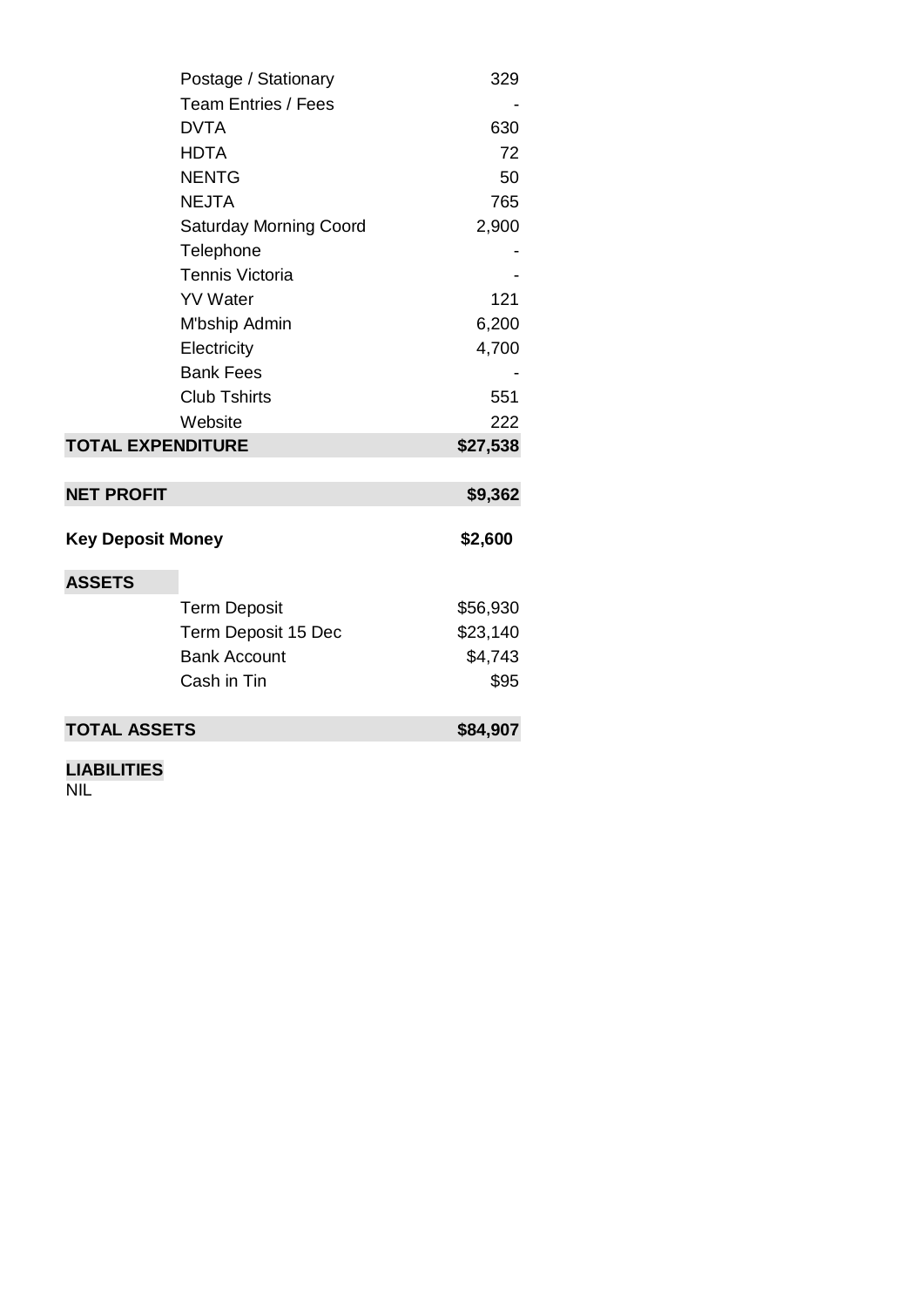| | | |
|---|---|---|
| | Postage / Stationary | 329 |
| | Team Entries / Fees | - |
| | DVTA | 630 |
| | HDTA | 72 |
| | NENTG | 50 |
| | NEJTA | 765 |
| | Saturday Morning Coord | 2,900 |
| | Telephone | - |
| | Tennis Victoria | - |
| | YV Water | 121 |
| | M'bship Admin | 6,200 |
| | Electricity | 4,700 |
| | Bank Fees | - |
| | Club Tshirts | 551 |
| | Website | 222 |
| **TOTAL EXPENDITURE** | | **$27,538** |
| | | |
| **NET PROFIT** | | **$9,362** |
| | | |
| **Key Deposit Money** | | **$2,600** |
| | | |
| **ASSETS** | | |
| | Term Deposit | $56,930 |
| | Term Deposit 15 Dec | $23,140 |
| | Bank Account | $4,743 |
| | Cash in Tin | $95 |
| | | |
| **TOTAL ASSETS** | | **$84,907** |

**LIABILITIES**
NIL